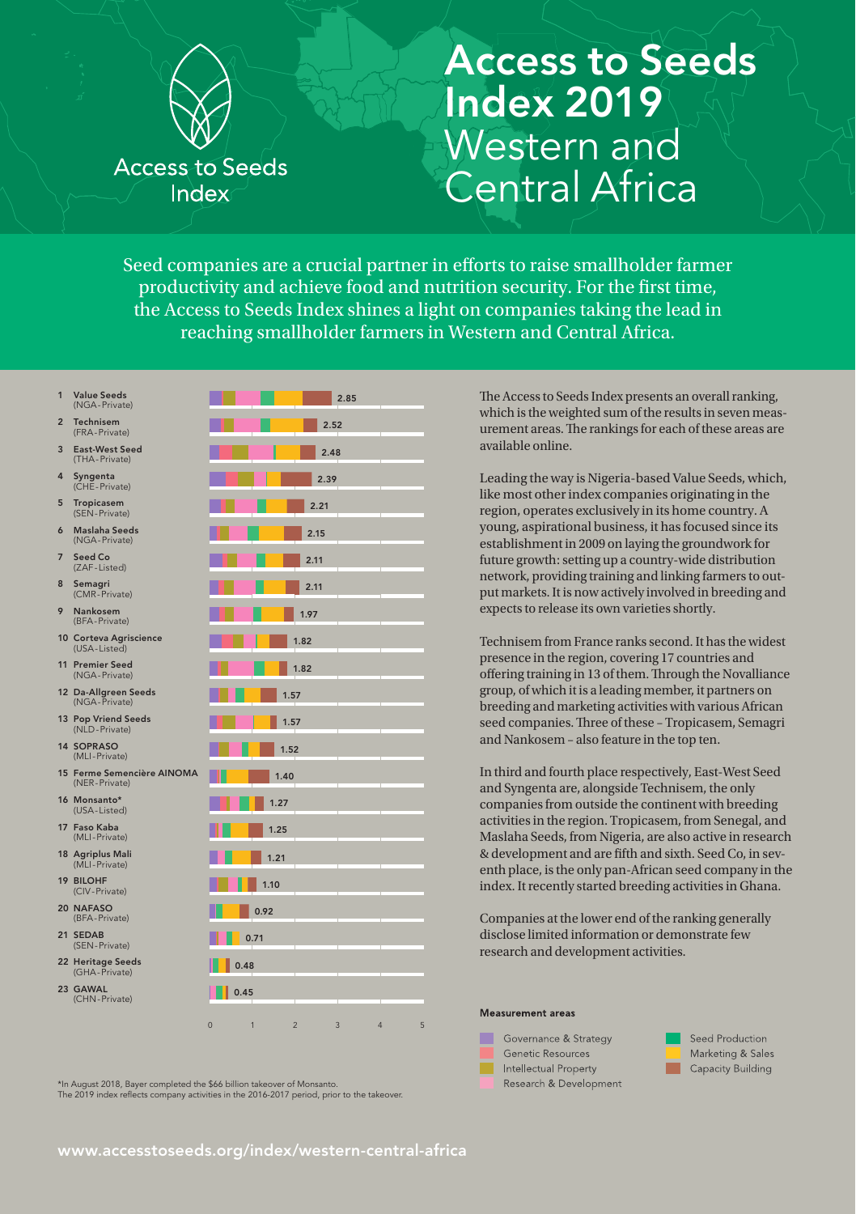# Access to Seeds Index 2019 Western and Central Africa

Access to Seeds Index

Seed companies are a crucial partner in efforts to raise smallholder farmer productivity and achieve food and nutrition security. For the first time, the Access to Seeds Index shines a light on companies taking the lead in reaching smallholder farmers in Western and Central Africa.

| Rank | Company | Score |
|---|---|---|
| 1 | Value Seeds (NGA - Private) | 2.85 |
| 2 | Technisem (FRA - Private) | 2.52 |
| 3 | East-West Seed (THA - Private) | 2.48 |
| 4 | Syngenta (CHE - Private) | 2.39 |
| 5 | Tropicasem (SEN - Private) | 2.21 |
| 6 | Maslaha Seeds (NGA - Private) | 2.15 |
| 7 | Seed Co (ZAF - Listed) | 2.11 |
| 8 | Semagri (CMR - Private) | 2.11 |
| 9 | Nankosem (BFA - Private) | 1.97 |
| 10 | Corteva Agriscience (USA - Listed) | 1.82 |
| 11 | Premier Seed (NGA - Private) | 1.82 |
| 12 | Da-Allgreen Seeds (NGA - Private) | 1.57 |
| 13 | Pop Vriend Seeds (NLD - Private) | 1.57 |
| 14 | SOPRASO (MLI - Private) | 1.52 |
| 15 | Ferme Semencière AINOMA (NER - Private) | 1.40 |
| 16 | Monsanto* (USA - Listed) | 1.27 |
| 17 | Faso Kaba (MLI - Private) | 1.25 |
| 18 | Agriplus Mali (MLI - Private) | 1.21 |
| 19 | BILOHF (CIV - Private) | 1.10 |
| 20 | NAFASO (BFA - Private) | 0.92 |
| 21 | SEDAB (SEN - Private) | 0.71 |
| 22 | Heritage Seeds (GHA - Private) | 0.48 |
| 23 | GAWAL (CHN - Private) | 0.45 |

*In August 2018, Bayer completed the $66 billion takeover of Monsanto. The 2019 index reflects company activities in the 2016-2017 period, prior to the takeover.

The Access to Seeds Index presents an overall ranking, which is the weighted sum of the results in seven measurement areas. The rankings for each of these areas are available online.

Leading the way is Nigeria-based Value Seeds, which, like most other index companies originating in the region, operates exclusively in its home country. A young, aspirational business, it has focused since its establishment in 2009 on laying the groundwork for future growth: setting up a country-wide distribution network, providing training and linking farmers to output markets. It is now actively involved in breeding and expects to release its own varieties shortly.

Technisem from France ranks second. It has the widest presence in the region, covering 17 countries and offering training in 13 of them. Through the Novalliance group, of which it is a leading member, it partners on breeding and marketing activities with various African seed companies. Three of these – Tropicasem, Semagri and Nankosem – also feature in the top ten.

In third and fourth place respectively, East-West Seed and Syngenta are, alongside Technisem, the only companies from outside the continent with breeding activities in the region. Tropicasem, from Senegal, and Maslaha Seeds, from Nigeria, are also active in research & development and are fifth and sixth. Seed Co, in seventh place, is the only pan-African seed company in the index. It recently started breeding activities in Ghana.

Companies at the lower end of the ranking generally disclose limited information or demonstrate few research and development activities.

**Measurement areas**

- Governance & Strategy
- Genetic Resources
- Intellectual Property
- Research & Development
- Seed Production
- Marketing & Sales
- Capacity Building

www.accesstoseeds.org/index/western-central-africa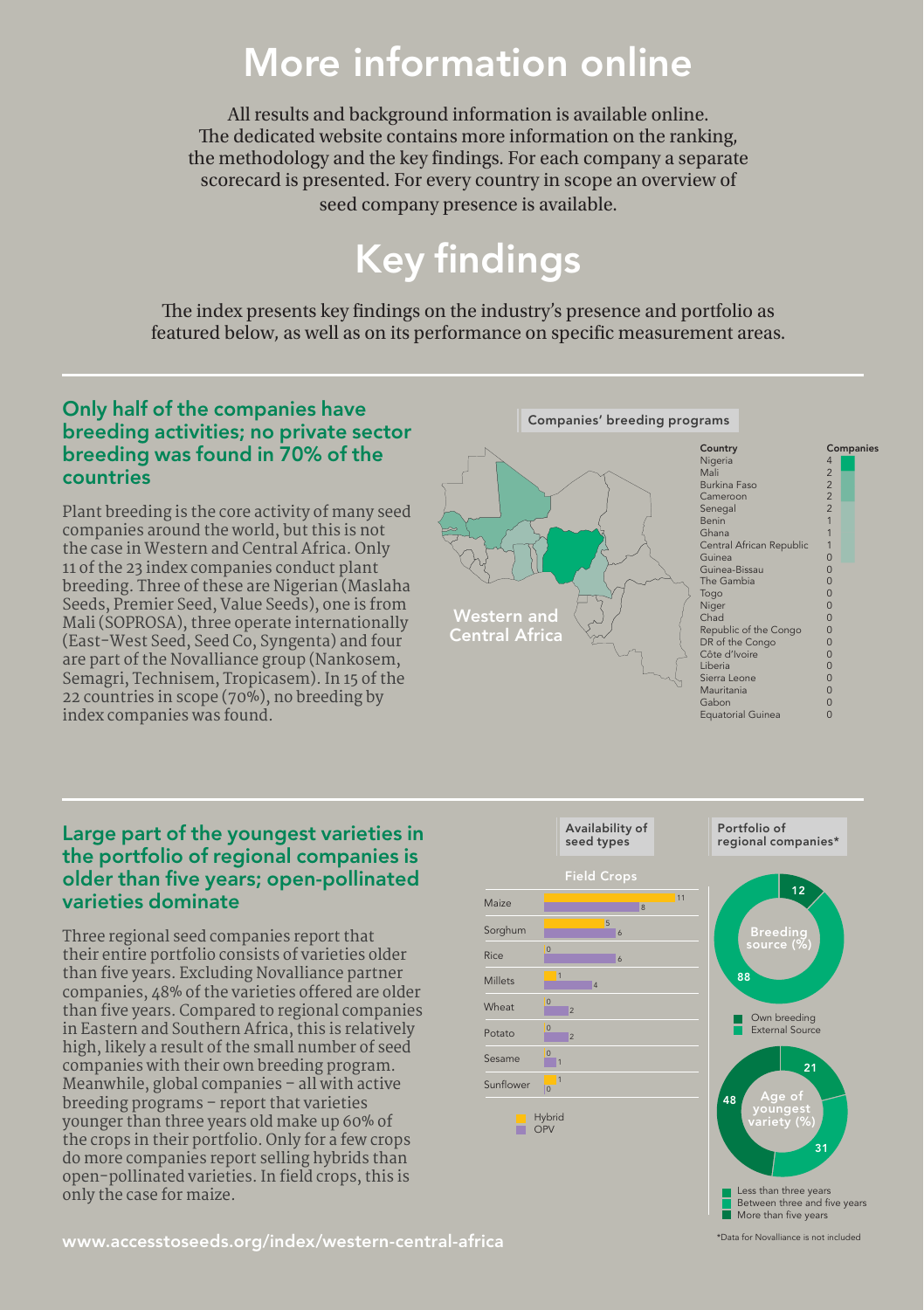# More information online

All results and background information is available online. The dedicated website contains more information on the ranking, the methodology and the key findings. For each company a separate scorecard is presented. For every country in scope an overview of seed company presence is available.

# Key findings

The index presents key findings on the industry's presence and portfolio as featured below, as well as on its performance on specific measurement areas.

## Only half of the companies have breeding activities; no private sector breeding was found in 70% of the countries

Plant breeding is the core activity of many seed companies around the world, but this is not the case in Western and Central Africa. Only 11 of the 23 index companies conduct plant breeding. Three of these are Nigerian (Maslaha Seeds, Premier Seed, Value Seeds), one is from Mali (SOPROSA), three operate internationally (East-West Seed, Seed Co, Syngenta) and four are part of the Novalliance group (Nankosem, Semagri, Technisem, Tropicasem). In 15 of the 22 countries in scope (70%), no breeding by index companies was found.

**Companies' breeding programs**

Western and Central Africa

| Country | Companies |
|---|---|
| Nigeria | 4 |
| Mali | 2 |
| Burkina Faso | 2 |
| Cameroon | 2 |
| Senegal | 2 |
| Benin | 1 |
| Ghana | 1 |
| Central African Republic | 1 |
| Guinea | 0 |
| Guinea-Bissau | 0 |
| The Gambia | 0 |
| Togo | 0 |
| Niger | 0 |
| Chad | 0 |
| Republic of the Congo | 0 |
| DR of the Congo | 0 |
| Côte d'Ivoire | 0 |
| Liberia | 0 |
| Sierra Leone | 0 |
| Mauritania | 0 |
| Gabon | 0 |
| Equatorial Guinea | 0 |

## Large part of the youngest varieties in the portfolio of regional companies is older than five years; open-pollinated varieties dominate

Three regional seed companies report that their entire portfolio consists of varieties older than five years. Excluding Novalliance partner companies, 48% of the varieties offered are older than five years. Compared to regional companies in Eastern and Southern Africa, this is relatively high, likely a result of the small number of seed companies with their own breeding program. Meanwhile, global companies – all with active breeding programs – report that varieties younger than three years old make up 60% of the crops in their portfolio. Only for a few crops do more companies report selling hybrids than open-pollinated varieties. In field crops, this is only the case for maize.

**Availability of seed types**

Field Crops

| Crop | Hybrid | OPV |
|---|---|---|
| Maize | 11 | 8 |
| Sorghum | 5 | 6 |
| Rice | 0 | 6 |
| Millets | 1 | 4 |
| Wheat | 0 | 2 |
| Potato | 0 | 2 |
| Sesame | 0 | 1 |
| Sunflower | 1 | 0 |

**Portfolio of regional companies***

Breeding source (%)

| Source | % |
|---|---|
| Own breeding | 12 |
| External Source | 88 |

Age of youngest variety (%)

| Age | % |
|---|---|
| Less than three years | 21 |
| Between three and five years | 31 |
| More than five years | 48 |

*Data for Novalliance is not included

www.accesstoseeds.org/index/western-central-africa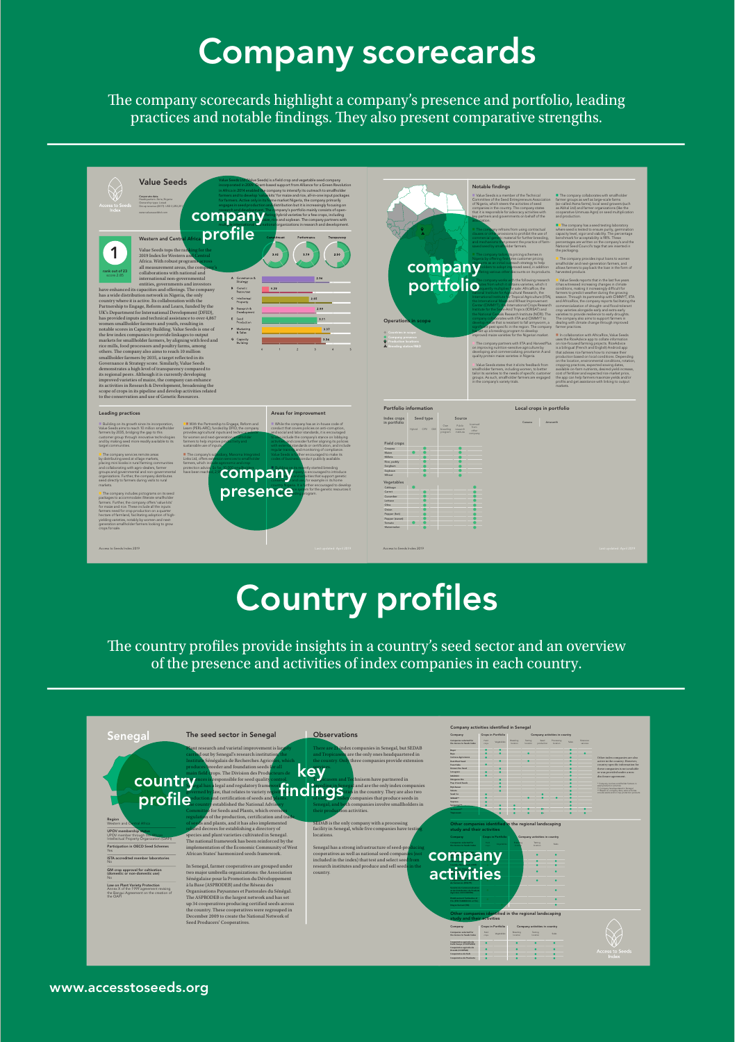# Company scorecards

The company scorecards highlight a company's presence and portfolio, leading practices and notable findings. They also present comparative strengths.

company profile

company portfolio

company presence

# Country profiles

The country profiles provide insights in a country's seed sector and an overview of the presence and activities of index companies in each country.

country profile

key findings

company activities

www.accesstoseeds.org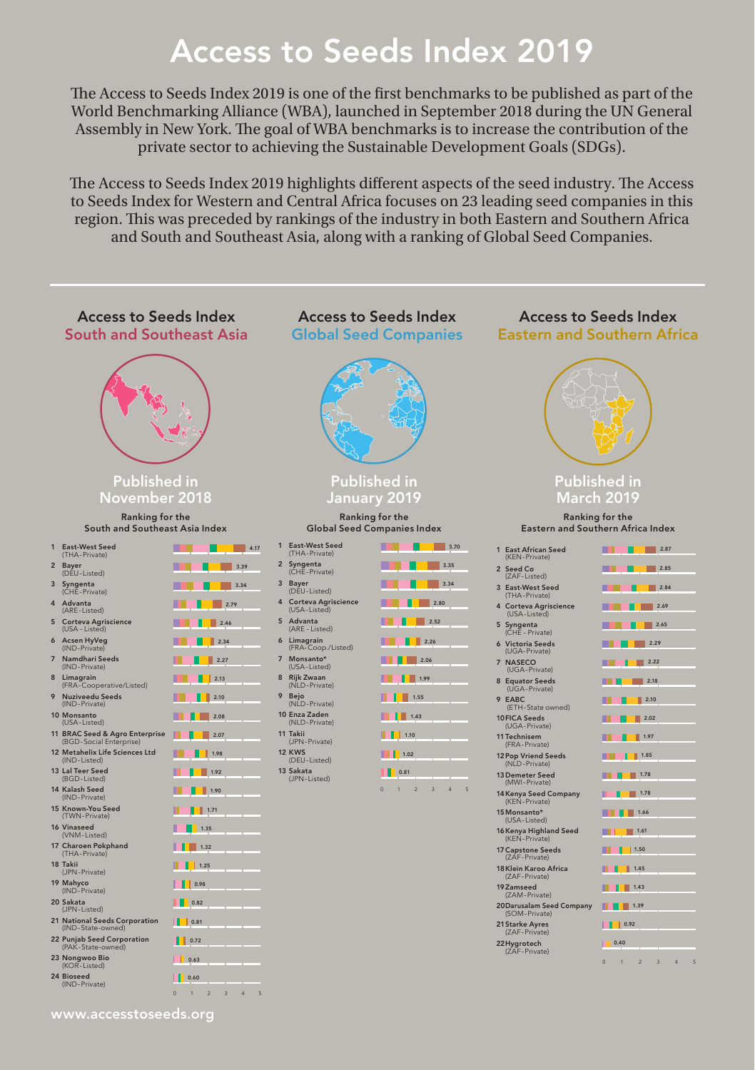# Access to Seeds Index 2019

The Access to Seeds Index 2019 is one of the first benchmarks to be published as part of the World Benchmarking Alliance (WBA), launched in September 2018 during the UN General Assembly in New York. The goal of WBA benchmarks is to increase the contribution of the private sector to achieving the Sustainable Development Goals (SDGs).

The Access to Seeds Index 2019 highlights different aspects of the seed industry. The Access to Seeds Index for Western and Central Africa focuses on 23 leading seed companies in this region. This was preceded by rankings of the industry in both Eastern and Southern Africa and South and Southeast Asia, along with a ranking of Global Seed Companies.

## Access to Seeds Index South and Southeast Asia

Published in November 2018

Ranking for the South and Southeast Asia Index

1 East-West Seed (THA-Private) 4.17
2 Bayer (DEU-Listed) 3.39
3 Syngenta (CHE-Private) 3.34
4 Advanta (ARE-Listed) 2.79
5 Corteva Agriscience (USA - Listed) 2.46
6 Acsen HyVeg (IND-Private) 2.34
7 Namdhari Seeds (IND-Private) 2.27
8 Limagrain (FRA-Cooperative/Listed) 2.13
9 Nuziveedu Seeds (IND-Private) 2.10
10 Monsanto (USA-Listed) 2.08
11 BRAC Seed & Agro Enterprise (BGD-Social Enterprise) 2.07
12 Metahelix Life Sciences Ltd (IND-Listed) 1.98
13 Lal Teer Seed (BGD-Listed) 1.92
14 Kalash Seed (IND-Private) 1.90
15 Known-You Seed (TWN-Private) 1.71
16 Vinaseed (VNM-Listed) 1.35
17 Charoen Pokphand (THA-Private) 1.32
18 Takii (JPN-Private) 1.25
19 Mahyco (IND-Private) 0.98
20 Sakata (JPN-Listed) 0.82
21 National Seeds Corporation (IND-State-owned) 0.81
22 Punjab Seed Corporation (PAK-State-owned) 0.72
23 Nongwoo Bio (KOR-Listed) 0.63
24 Bioseed (IND-Private) 0.60

0 1 2 3 4 5

## Access to Seeds Index Global Seed Companies

Published in January 2019

Ranking for the Global Seed Companies Index

1 East-West Seed (THA-Private) 3.70
2 Syngenta (CHE-Private) 3.35
3 Bayer (DEU-Listed) 3.34
4 Corteva Agriscience (USA-Listed) 2.80
5 Advanta (ARE - Listed) 2.52
6 Limagrain (FRA-Coop./Listed) 2.26
7 Monsanto* (USA-Listed) 2.06
8 Rijk Zwaan (NLD-Private) 1.99
9 Bejo (NLD-Private) 1.55
10 Enza Zaden (NLD-Private) 1.43
11 Takii (JPN-Private) 1.10
12 KWS (DEU-Listed) 1.02
13 Sakata (JPN-Listed) 0.81

0 1 2 3 4 5

## Access to Seeds Index Eastern and Southern Africa

Published in March 2019

Ranking for the Eastern and Southern Africa Index

1 East African Seed (KEN-Private) 2.87
2 Seed Co (ZAF-Listed) 2.85
3 East-West Seed (THA-Private) 2.84
4 Corteva Agriscience (USA-Listed) 2.69
5 Syngenta (CHE - Private) 2.65
6 Victoria Seeds (UGA-Private) 2.29
7 NASECO (UGA-Private) 2.22
8 Equator Seeds (UGA-Private) 2.18
9 EABC (ETH-State owned) 2.10
10 FICA Seeds (UGA-Private) 2.02
11 Technisem (FRA-Private) 1.97
12 Pop Vriend Seeds (NLD-Private) 1.85
13 Demeter Seed (MWI-Private) 1.78
14 Kenya Seed Company (KEN-Private) 1.78
15 Monsanto* (USA-Listed) 1.66
16 Kenya Highland Seed (KEN-Private) 1.61
17 Capstone Seeds (ZAF-Private) 1.50
18 Klein Karoo Africa (ZAF-Private) 1.45
19 Zamseed (ZAM-Private) 1.43
20 Darusalam Seed Company (SOM-Private) 1.39
21 Starke Ayres (ZAF-Private) 0.92
22 Hygrotech (ZAF-Private) 0.40

0 1 2 3 4 5

www.accesstoseeds.org